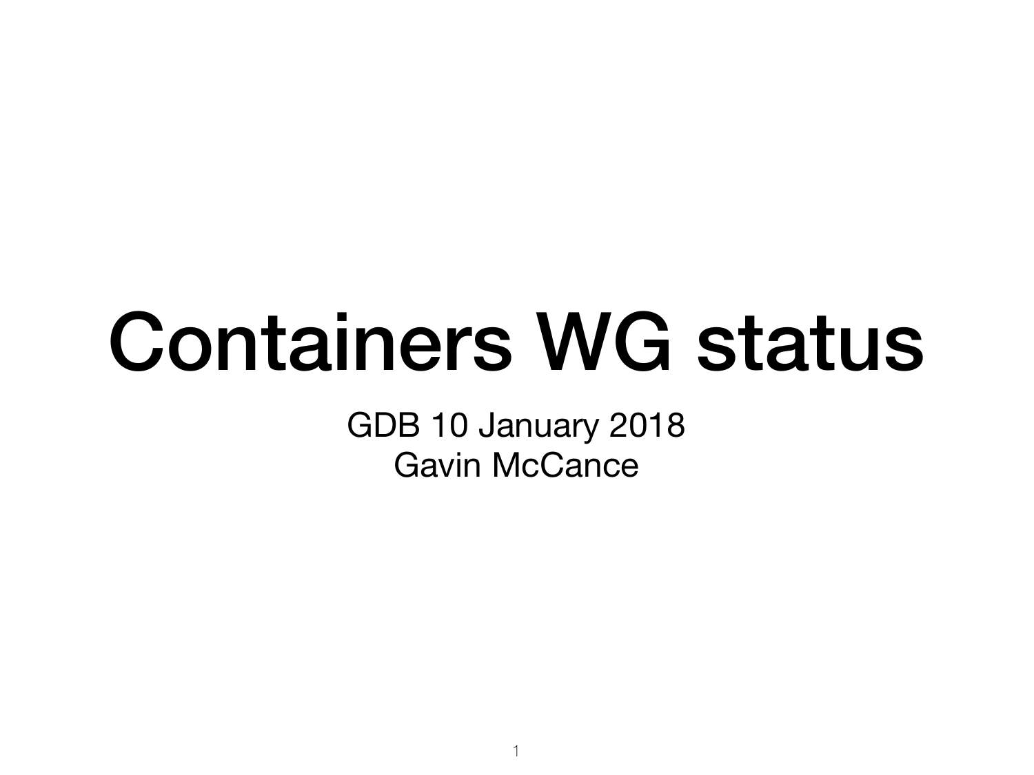# Containers WG status

GDB 10 January 2018
Gavin McCance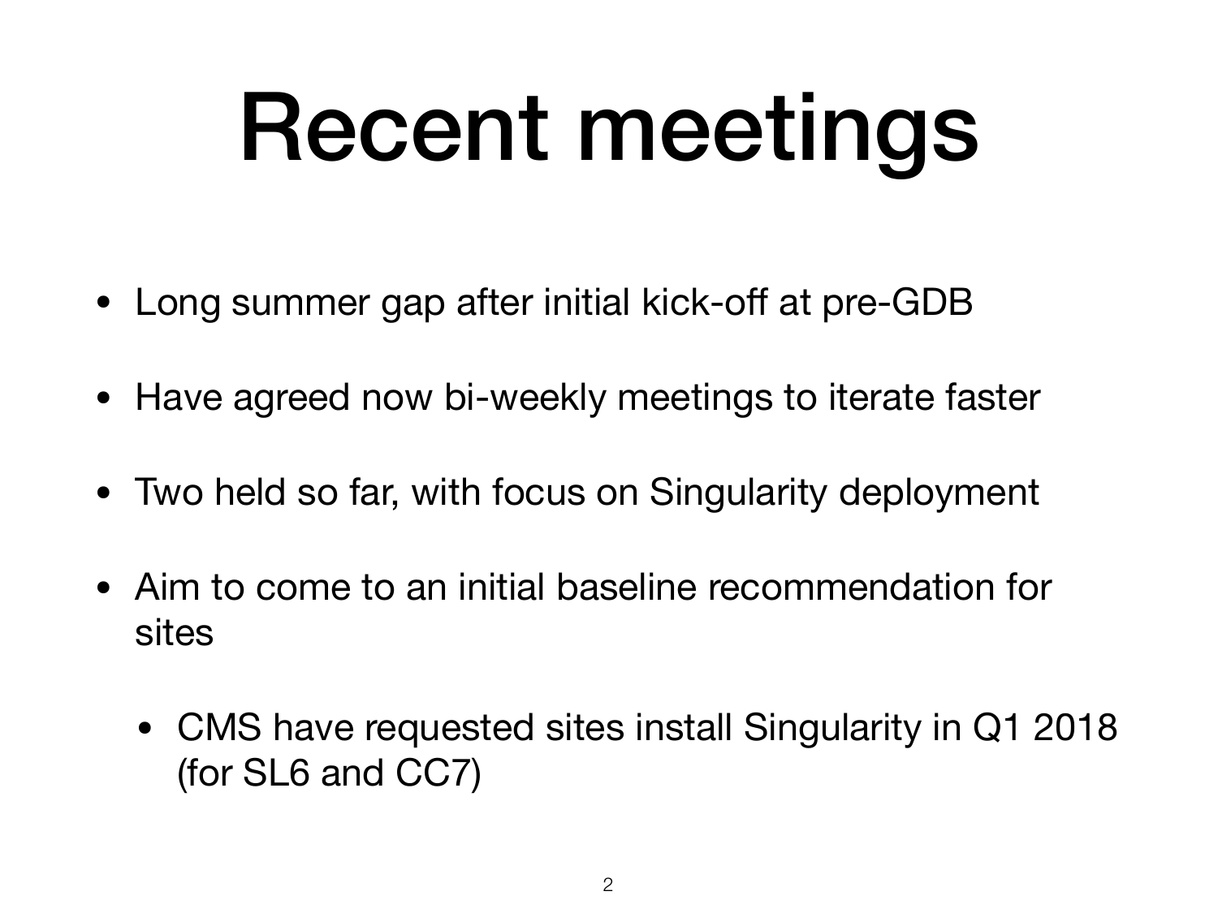# Recent meetings

- Long summer gap after initial kick-off at pre-GDB
- Have agreed now bi-weekly meetings to iterate faster
- Two held so far, with focus on Singularity deployment
- Aim to come to an initial baseline recommendation for sites
  - CMS have requested sites install Singularity in Q1 2018 (for SL6 and CC7)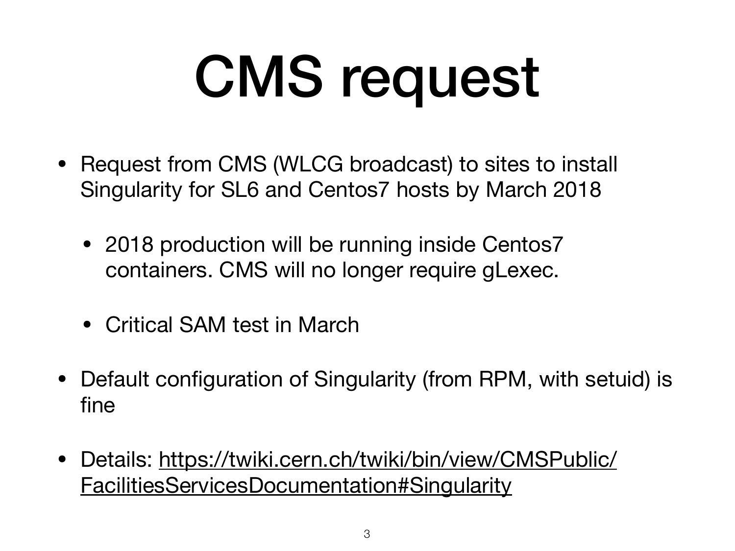# CMS request

- Request from CMS (WLCG broadcast) to sites to install Singularity for SL6 and Centos7 hosts by March 2018
  - 2018 production will be running inside Centos7 containers. CMS will no longer require gLexec.
  - Critical SAM test in March
- Default configuration of Singularity (from RPM, with setuid) is fine
- Details: [https://twiki.cern.ch/twiki/bin/view/CMSPublic/FacilitiesServicesDocumentation#Singularity](https://twiki.cern.ch/twiki/bin/view/CMSPublic/FacilitiesServicesDocumentation#Singularity)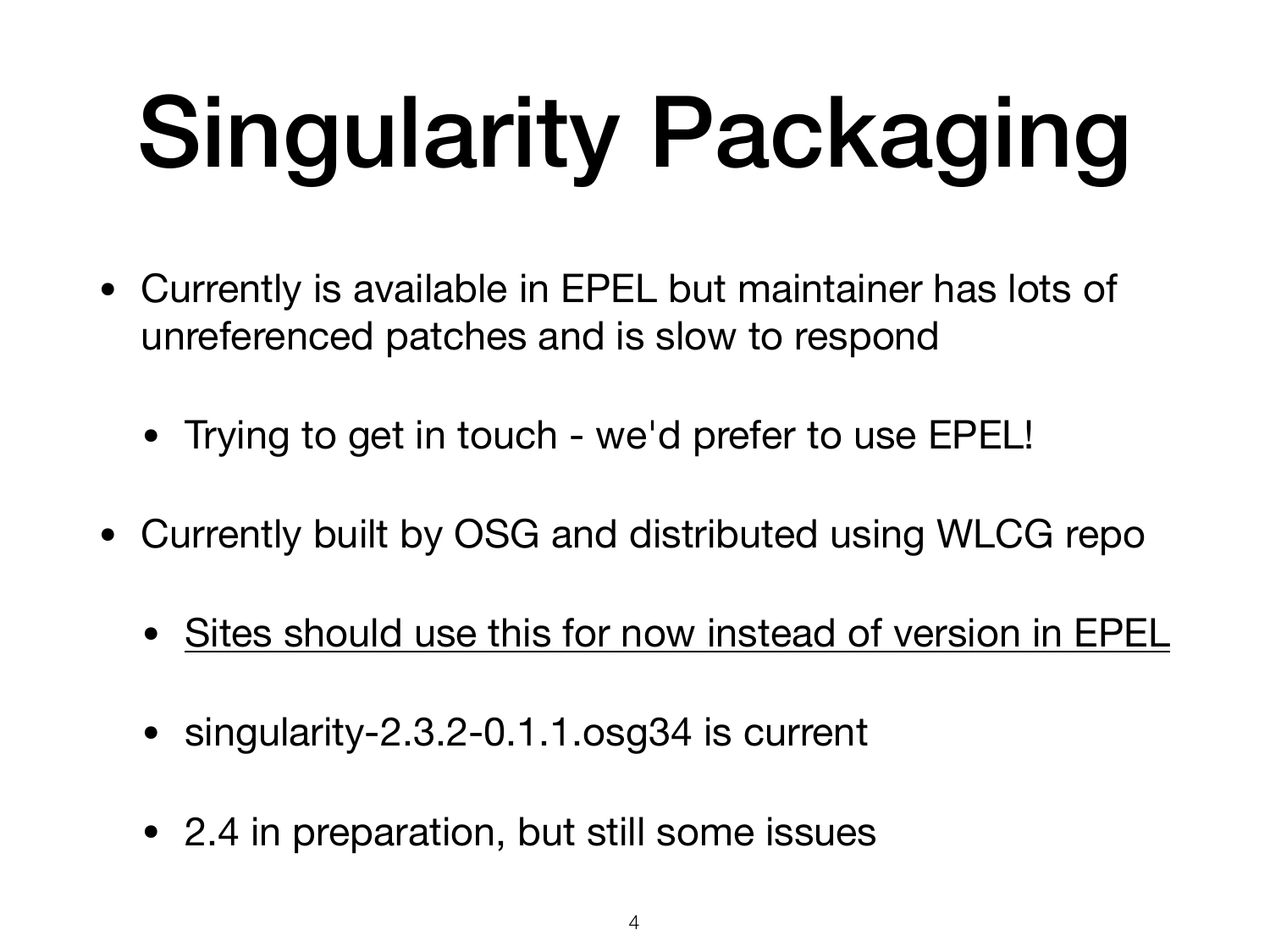# Singularity Packaging

- Currently is available in EPEL but maintainer has lots of unreferenced patches and is slow to respond
  - Trying to get in touch - we'd prefer to use EPEL!
- Currently built by OSG and distributed using WLCG repo
  - <u>Sites should use this for now instead of version in EPEL</u>
  - singularity-2.3.2-0.1.1.osg34 is current
  - 2.4 in preparation, but still some issues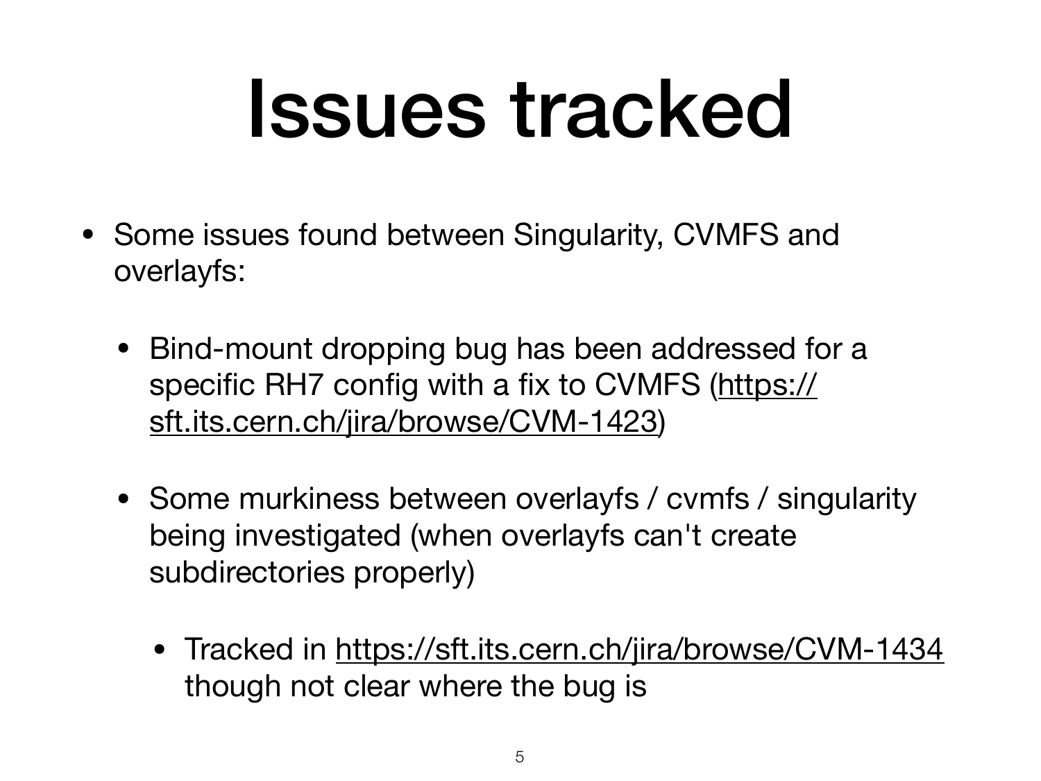# Issues tracked

- Some issues found between Singularity, CVMFS and overlayfs:
  - Bind-mount dropping bug has been addressed for a specific RH7 config with a fix to CVMFS (https://sft.its.cern.ch/jira/browse/CVM-1423)
  - Some murkiness between overlayfs / cvmfs / singularity being investigated (when overlayfs can't create subdirectories properly)
    - Tracked in https://sft.its.cern.ch/jira/browse/CVM-1434 though not clear where the bug is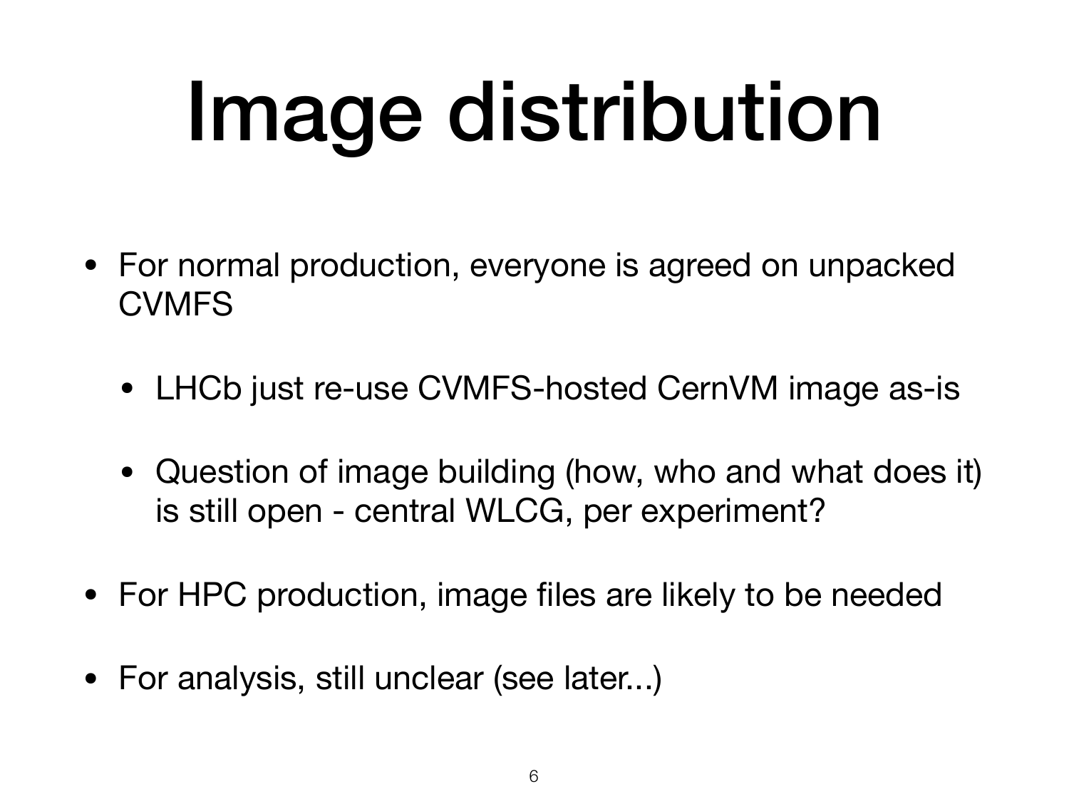# Image distribution

- For normal production, everyone is agreed on unpacked CVMFS
  - LHCb just re-use CVMFS-hosted CernVM image as-is
  - Question of image building (how, who and what does it) is still open - central WLCG, per experiment?
- For HPC production, image files are likely to be needed
- For analysis, still unclear (see later...)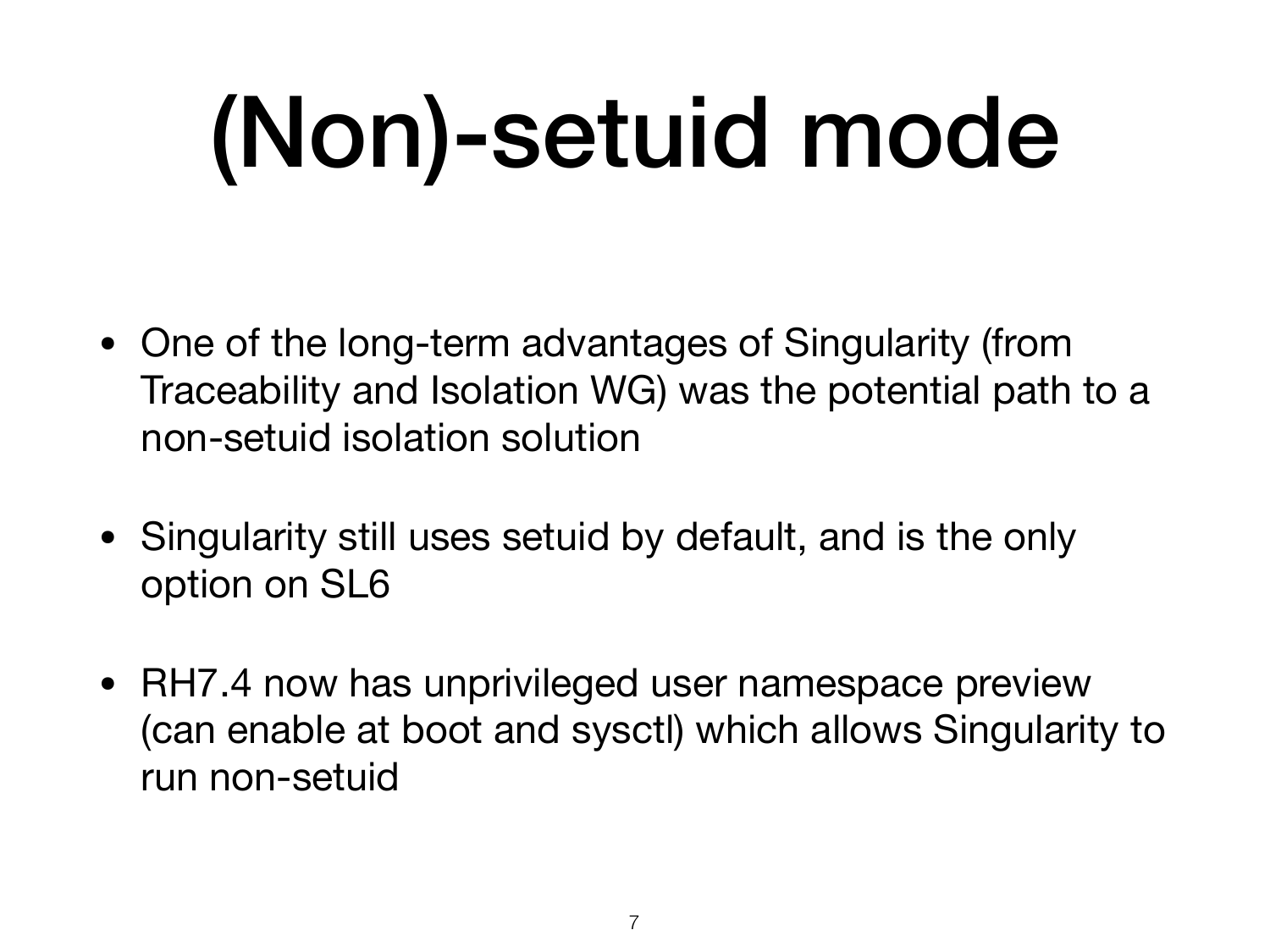# (Non)-setuid mode

- One of the long-term advantages of Singularity (from Traceability and Isolation WG) was the potential path to a non-setuid isolation solution
- Singularity still uses setuid by default, and is the only option on SL6
- RH7.4 now has unprivileged user namespace preview (can enable at boot and sysctl) which allows Singularity to run non-setuid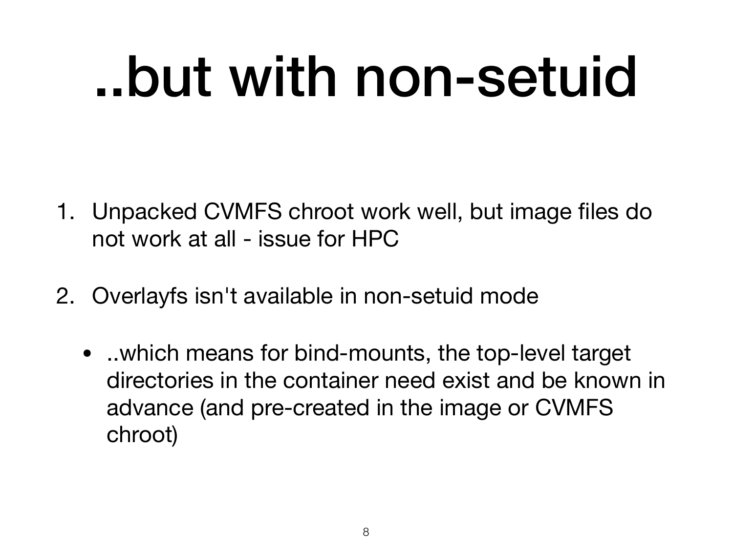# ..but with non-setuid

1. Unpacked CVMFS chroot work well, but image files do not work at all - issue for HPC

2. Overlayfs isn't available in non-setuid mode

   - ..which means for bind-mounts, the top-level target directories in the container need exist and be known in advance (and pre-created in the image or CVMFS chroot)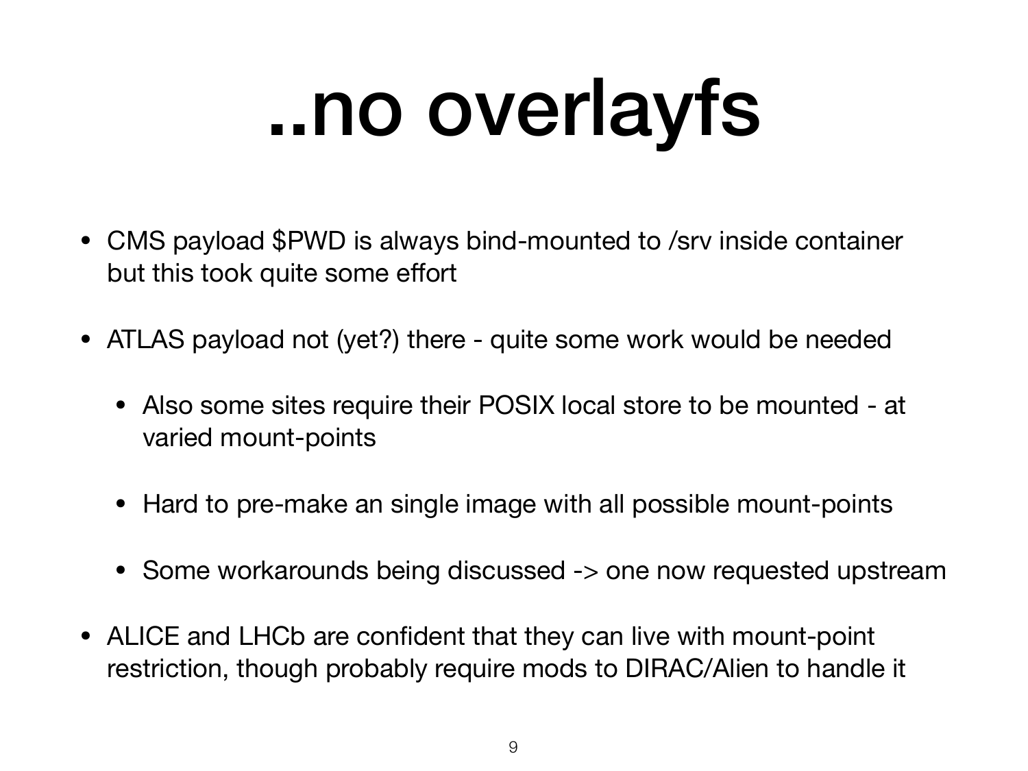# ..no overlayfs

- CMS payload $PWD is always bind-mounted to /srv inside container but this took quite some effort
- ATLAS payload not (yet?) there - quite some work would be needed
  - Also some sites require their POSIX local store to be mounted - at varied mount-points
  - Hard to pre-make an single image with all possible mount-points
  - Some workarounds being discussed -> one now requested upstream
- ALICE and LHCb are confident that they can live with mount-point restriction, though probably require mods to DIRAC/Alien to handle it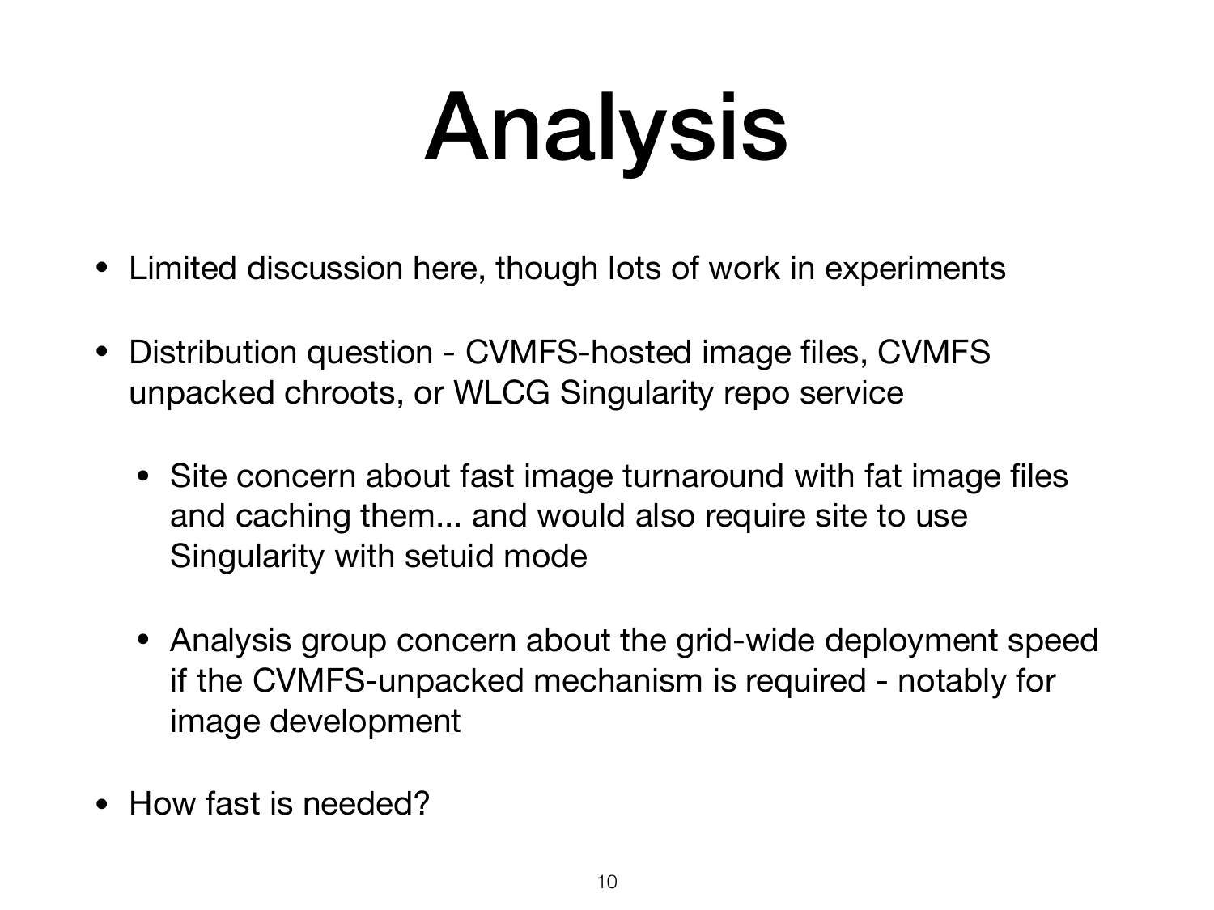# Analysis

- Limited discussion here, though lots of work in experiments
- Distribution question - CVMFS-hosted image files, CVMFS unpacked chroots, or WLCG Singularity repo service
    - Site concern about fast image turnaround with fat image files and caching them... and would also require site to use Singularity with setuid mode
    - Analysis group concern about the grid-wide deployment speed if the CVMFS-unpacked mechanism is required - notably for image development
- How fast is needed?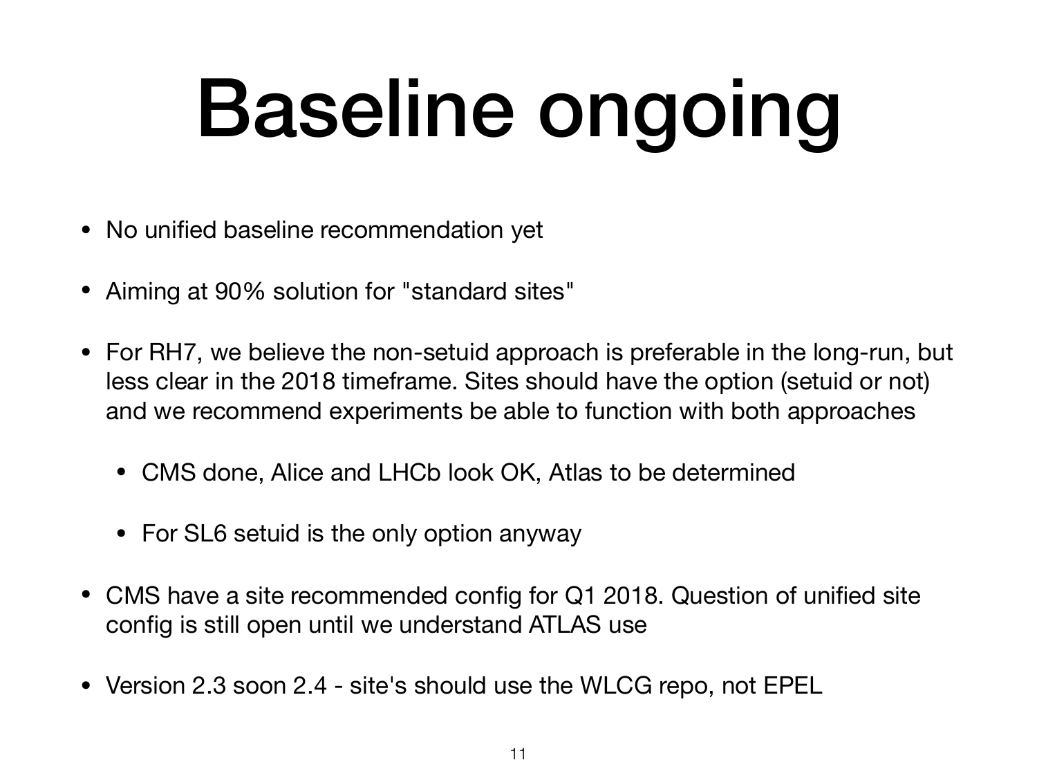# Baseline ongoing

- No unified baseline recommendation yet
- Aiming at 90% solution for "standard sites"
- For RH7, we believe the non-setuid approach is preferable in the long-run, but less clear in the 2018 timeframe. Sites should have the option (setuid or not) and we recommend experiments be able to function with both approaches
  - CMS done, Alice and LHCb look OK, Atlas to be determined
  - For SL6 setuid is the only option anyway
- CMS have a site recommended config for Q1 2018. Question of unified site config is still open until we understand ATLAS use
- Version 2.3 soon 2.4 - site's should use the WLCG repo, not EPEL